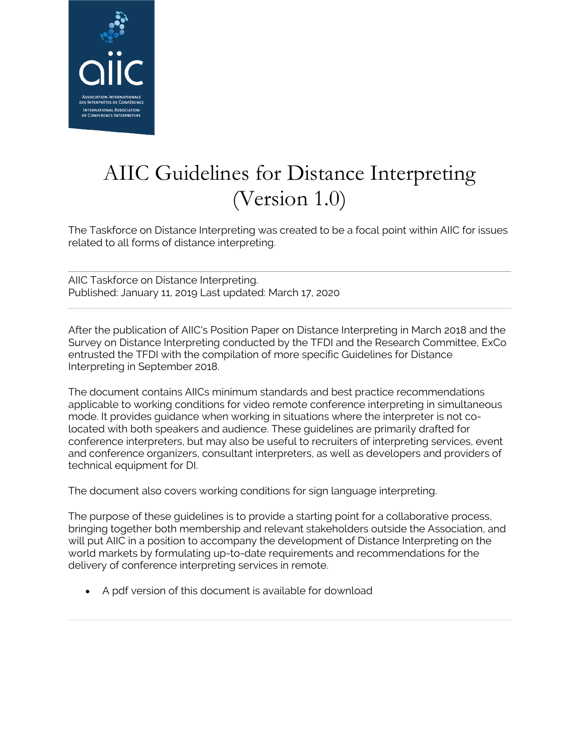# AIIC Guidelines for Distance Interpreting (Version 1.0)

The Taskforce on Distance Interpreting was created to be a focal point within AIIC for issues related to all forms of distance interpreting.

---

AIIC Taskforce on Distance Interpreting.
Published: January 11, 2019 Last updated: March 17, 2020

---

After the publication of AIIC's Position Paper on Distance Interpreting in March 2018 and the Survey on Distance Interpreting conducted by the TFDI and the Research Committee, ExCo entrusted the TFDI with the compilation of more specific Guidelines for Distance Interpreting in September 2018.

The document contains AIICs minimum standards and best practice recommendations applicable to working conditions for video remote conference interpreting in simultaneous mode. It provides guidance when working in situations where the interpreter is not co-located with both speakers and audience. These guidelines are primarily drafted for conference interpreters, but may also be useful to recruiters of interpreting services, event and conference organizers, consultant interpreters, as well as developers and providers of technical equipment for DI.

The document also covers working conditions for sign language interpreting.

The purpose of these guidelines is to provide a starting point for a collaborative process, bringing together both membership and relevant stakeholders outside the Association, and will put AIIC in a position to accompany the development of Distance Interpreting on the world markets by formulating up-to-date requirements and recommendations for the delivery of conference interpreting services in remote.

- A pdf version of this document is available for download

---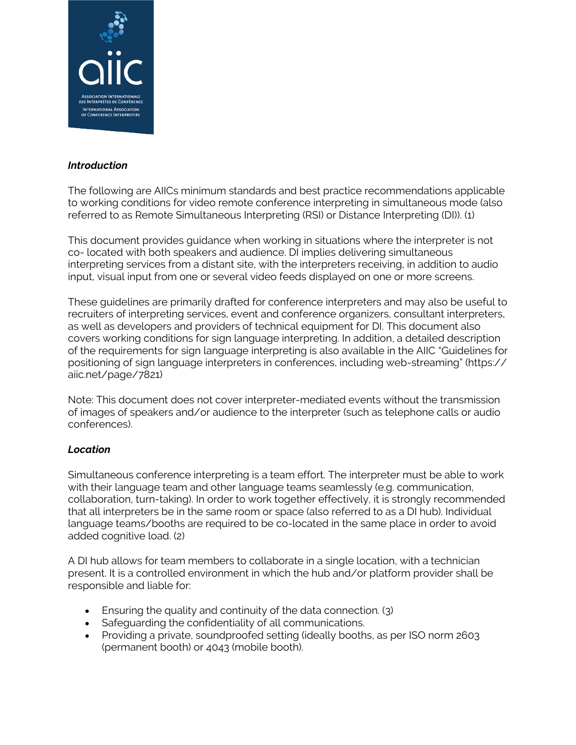***Introduction***

The following are AIICs minimum standards and best practice recommendations applicable to working conditions for video remote conference interpreting in simultaneous mode (also referred to as Remote Simultaneous Interpreting (RSI) or Distance Interpreting (DI)). (1)

This document provides guidance when working in situations where the interpreter is not co- located with both speakers and audience. DI implies delivering simultaneous interpreting services from a distant site, with the interpreters receiving, in addition to audio input, visual input from one or several video feeds displayed on one or more screens.

These guidelines are primarily drafted for conference interpreters and may also be useful to recruiters of interpreting services, event and conference organizers, consultant interpreters, as well as developers and providers of technical equipment for DI. This document also covers working conditions for sign language interpreting. In addition, a detailed description of the requirements for sign language interpreting is also available in the AIIC "Guidelines for positioning of sign language interpreters in conferences, including web-streaming" (https://aiic.net/page/7821)

Note: This document does not cover interpreter-mediated events without the transmission of images of speakers and/or audience to the interpreter (such as telephone calls or audio conferences).

***Location***

Simultaneous conference interpreting is a team effort. The interpreter must be able to work with their language team and other language teams seamlessly (e.g. communication, collaboration, turn-taking). In order to work together effectively, it is strongly recommended that all interpreters be in the same room or space (also referred to as a DI hub). Individual language teams/booths are required to be co-located in the same place in order to avoid added cognitive load. (2)

A DI hub allows for team members to collaborate in a single location, with a technician present. It is a controlled environment in which the hub and/or platform provider shall be responsible and liable for:

- Ensuring the quality and continuity of the data connection. (3)
- Safeguarding the confidentiality of all communications.
- Providing a private, soundproofed setting (ideally booths, as per ISO norm 2603 (permanent booth) or 4043 (mobile booth).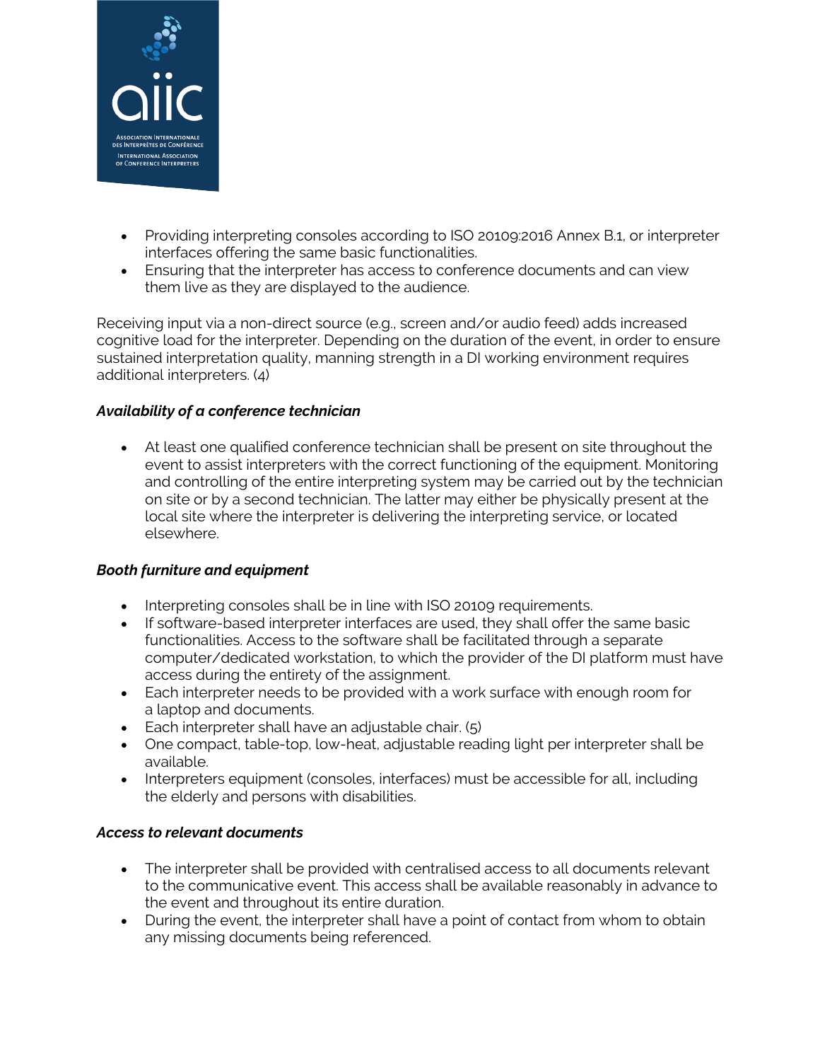- Providing interpreting consoles according to ISO 20109:2016 Annex B.1, or interpreter interfaces offering the same basic functionalities.
- Ensuring that the interpreter has access to conference documents and can view them live as they are displayed to the audience.

Receiving input via a non-direct source (e.g., screen and/or audio feed) adds increased cognitive load for the interpreter. Depending on the duration of the event, in order to ensure sustained interpretation quality, manning strength in a DI working environment requires additional interpreters. (4)

***Availability of a conference technician***

- At least one qualified conference technician shall be present on site throughout the event to assist interpreters with the correct functioning of the equipment. Monitoring and controlling of the entire interpreting system may be carried out by the technician on site or by a second technician. The latter may either be physically present at the local site where the interpreter is delivering the interpreting service, or located elsewhere.

***Booth furniture and equipment***

- Interpreting consoles shall be in line with ISO 20109 requirements.
- If software-based interpreter interfaces are used, they shall offer the same basic functionalities. Access to the software shall be facilitated through a separate computer/dedicated workstation, to which the provider of the DI platform must have access during the entirety of the assignment.
- Each interpreter needs to be provided with a work surface with enough room for a laptop and documents.
- Each interpreter shall have an adjustable chair. (5)
- One compact, table-top, low-heat, adjustable reading light per interpreter shall be available.
- Interpreters equipment (consoles, interfaces) must be accessible for all, including the elderly and persons with disabilities.

***Access to relevant documents***

- The interpreter shall be provided with centralised access to all documents relevant to the communicative event. This access shall be available reasonably in advance to the event and throughout its entire duration.
- During the event, the interpreter shall have a point of contact from whom to obtain any missing documents being referenced.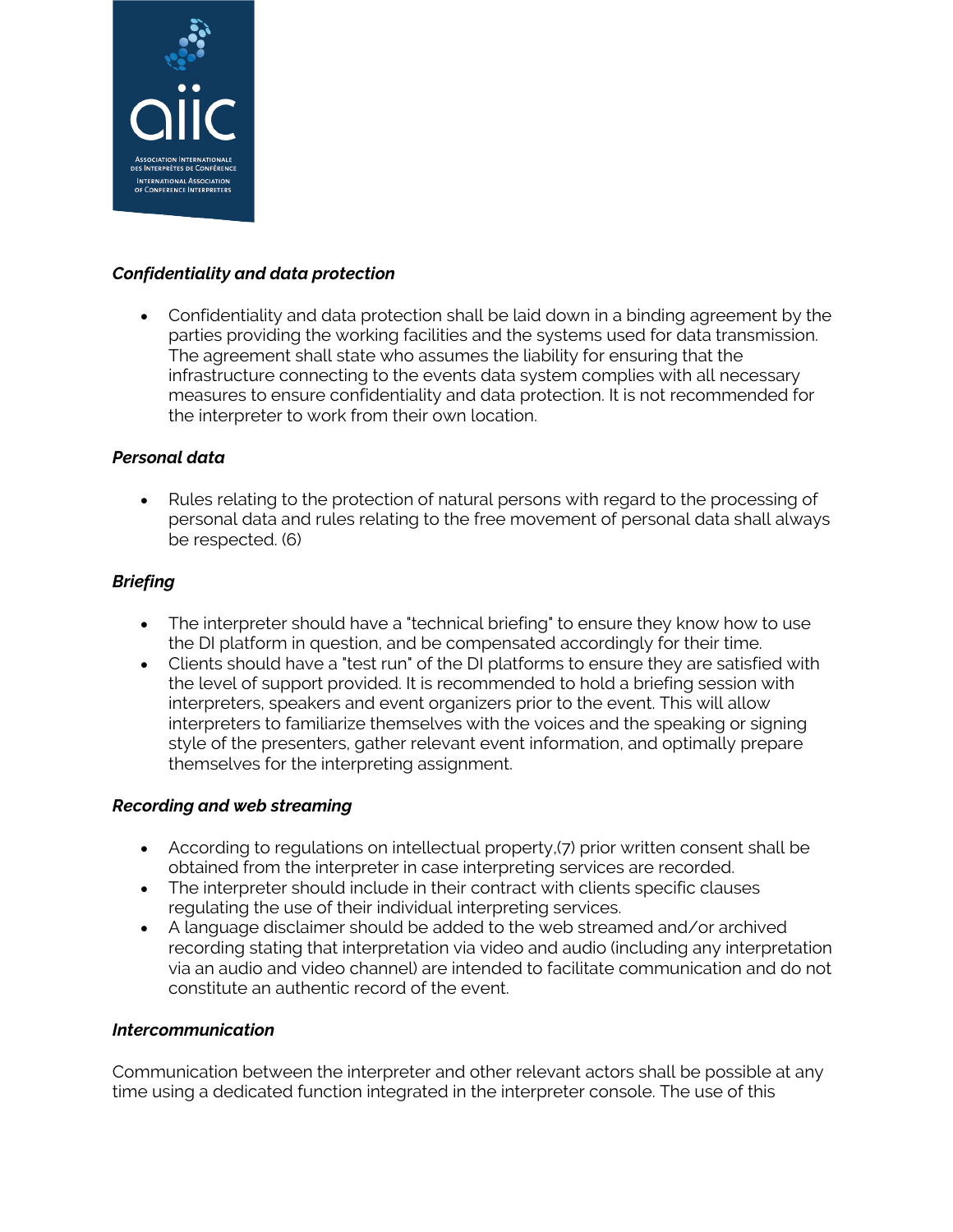***Confidentiality and data protection***

- Confidentiality and data protection shall be laid down in a binding agreement by the parties providing the working facilities and the systems used for data transmission. The agreement shall state who assumes the liability for ensuring that the infrastructure connecting to the events data system complies with all necessary measures to ensure confidentiality and data protection. It is not recommended for the interpreter to work from their own location.

***Personal data***

- Rules relating to the protection of natural persons with regard to the processing of personal data and rules relating to the free movement of personal data shall always be respected. (6)

***Briefing***

- The interpreter should have a "technical briefing" to ensure they know how to use the DI platform in question, and be compensated accordingly for their time.
- Clients should have a "test run" of the DI platforms to ensure they are satisfied with the level of support provided. It is recommended to hold a briefing session with interpreters, speakers and event organizers prior to the event. This will allow interpreters to familiarize themselves with the voices and the speaking or signing style of the presenters, gather relevant event information, and optimally prepare themselves for the interpreting assignment.

***Recording and web streaming***

- According to regulations on intellectual property,(7) prior written consent shall be obtained from the interpreter in case interpreting services are recorded.
- The interpreter should include in their contract with clients specific clauses regulating the use of their individual interpreting services.
- A language disclaimer should be added to the web streamed and/or archived recording stating that interpretation via video and audio (including any interpretation via an audio and video channel) are intended to facilitate communication and do not constitute an authentic record of the event.

***Intercommunication***

Communication between the interpreter and other relevant actors shall be possible at any time using a dedicated function integrated in the interpreter console. The use of this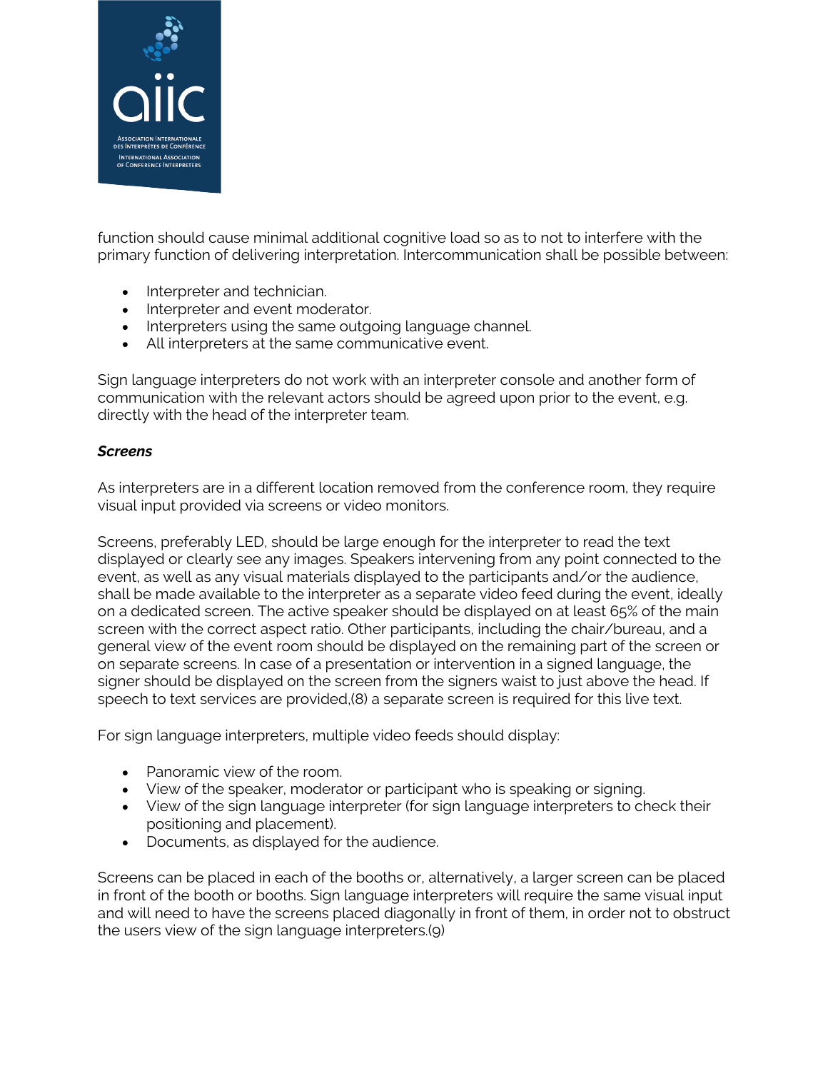function should cause minimal additional cognitive load so as to not to interfere with the primary function of delivering interpretation. Intercommunication shall be possible between:

- Interpreter and technician.
- Interpreter and event moderator.
- Interpreters using the same outgoing language channel.
- All interpreters at the same communicative event.

Sign language interpreters do not work with an interpreter console and another form of communication with the relevant actors should be agreed upon prior to the event, e.g. directly with the head of the interpreter team.

***Screens***

As interpreters are in a different location removed from the conference room, they require visual input provided via screens or video monitors.

Screens, preferably LED, should be large enough for the interpreter to read the text displayed or clearly see any images. Speakers intervening from any point connected to the event, as well as any visual materials displayed to the participants and/or the audience, shall be made available to the interpreter as a separate video feed during the event, ideally on a dedicated screen. The active speaker should be displayed on at least 65% of the main screen with the correct aspect ratio. Other participants, including the chair/bureau, and a general view of the event room should be displayed on the remaining part of the screen or on separate screens. In case of a presentation or intervention in a signed language, the signer should be displayed on the screen from the signers waist to just above the head. If speech to text services are provided,(8) a separate screen is required for this live text.

For sign language interpreters, multiple video feeds should display:

- Panoramic view of the room.
- View of the speaker, moderator or participant who is speaking or signing.
- View of the sign language interpreter (for sign language interpreters to check their positioning and placement).
- Documents, as displayed for the audience.

Screens can be placed in each of the booths or, alternatively, a larger screen can be placed in front of the booth or booths. Sign language interpreters will require the same visual input and will need to have the screens placed diagonally in front of them, in order not to obstruct the users view of the sign language interpreters.(9)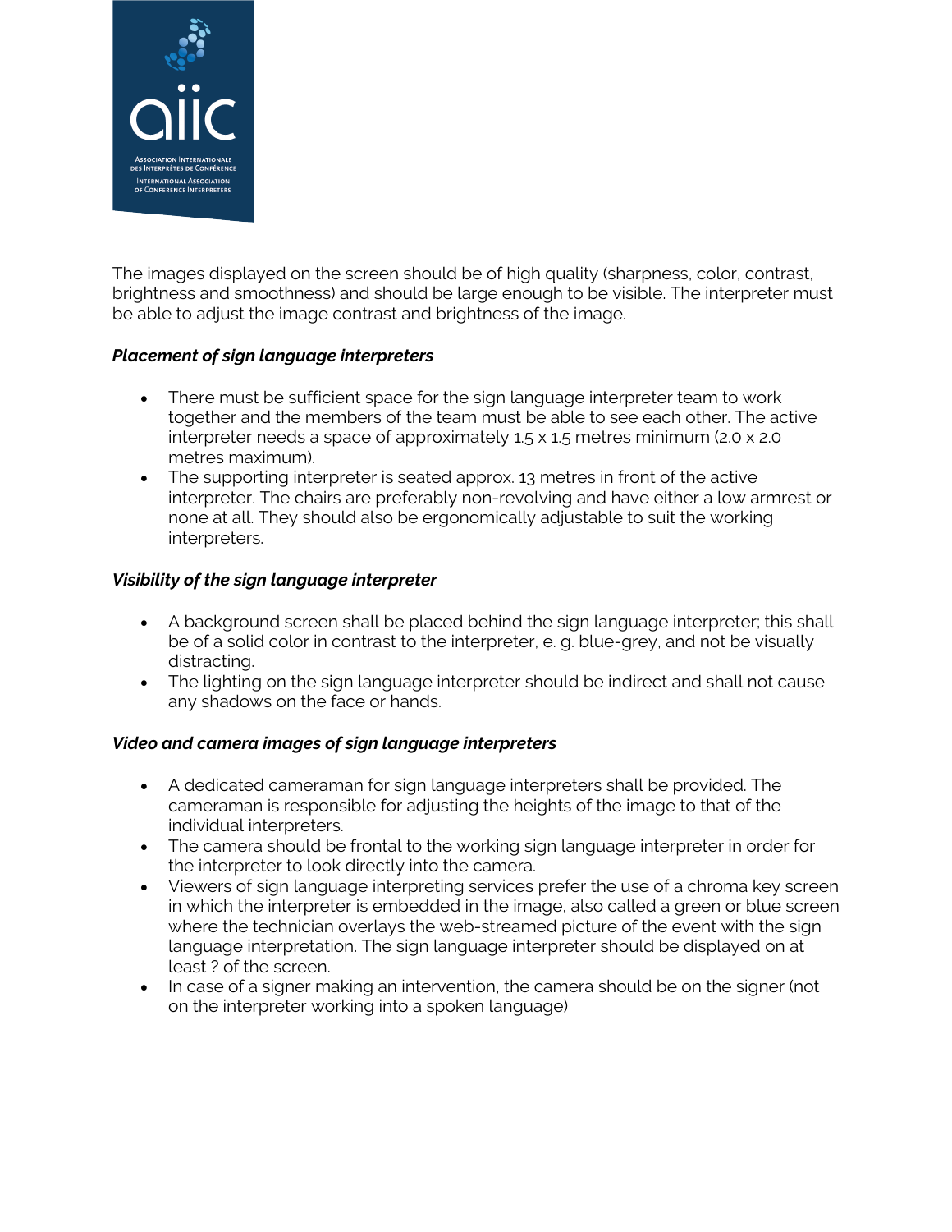The images displayed on the screen should be of high quality (sharpness, color, contrast, brightness and smoothness) and should be large enough to be visible. The interpreter must be able to adjust the image contrast and brightness of the image.

***Placement of sign language interpreters***

- There must be sufficient space for the sign language interpreter team to work together and the members of the team must be able to see each other. The active interpreter needs a space of approximately 1.5 x 1.5 metres minimum (2.0 x 2.0 metres maximum).
- The supporting interpreter is seated approx. 13 metres in front of the active interpreter. The chairs are preferably non-revolving and have either a low armrest or none at all. They should also be ergonomically adjustable to suit the working interpreters.

***Visibility of the sign language interpreter***

- A background screen shall be placed behind the sign language interpreter; this shall be of a solid color in contrast to the interpreter, e. g. blue-grey, and not be visually distracting.
- The lighting on the sign language interpreter should be indirect and shall not cause any shadows on the face or hands.

***Video and camera images of sign language interpreters***

- A dedicated cameraman for sign language interpreters shall be provided. The cameraman is responsible for adjusting the heights of the image to that of the individual interpreters.
- The camera should be frontal to the working sign language interpreter in order for the interpreter to look directly into the camera.
- Viewers of sign language interpreting services prefer the use of a chroma key screen in which the interpreter is embedded in the image, also called a green or blue screen where the technician overlays the web-streamed picture of the event with the sign language interpretation. The sign language interpreter should be displayed on at least ? of the screen.
- In case of a signer making an intervention, the camera should be on the signer (not on the interpreter working into a spoken language)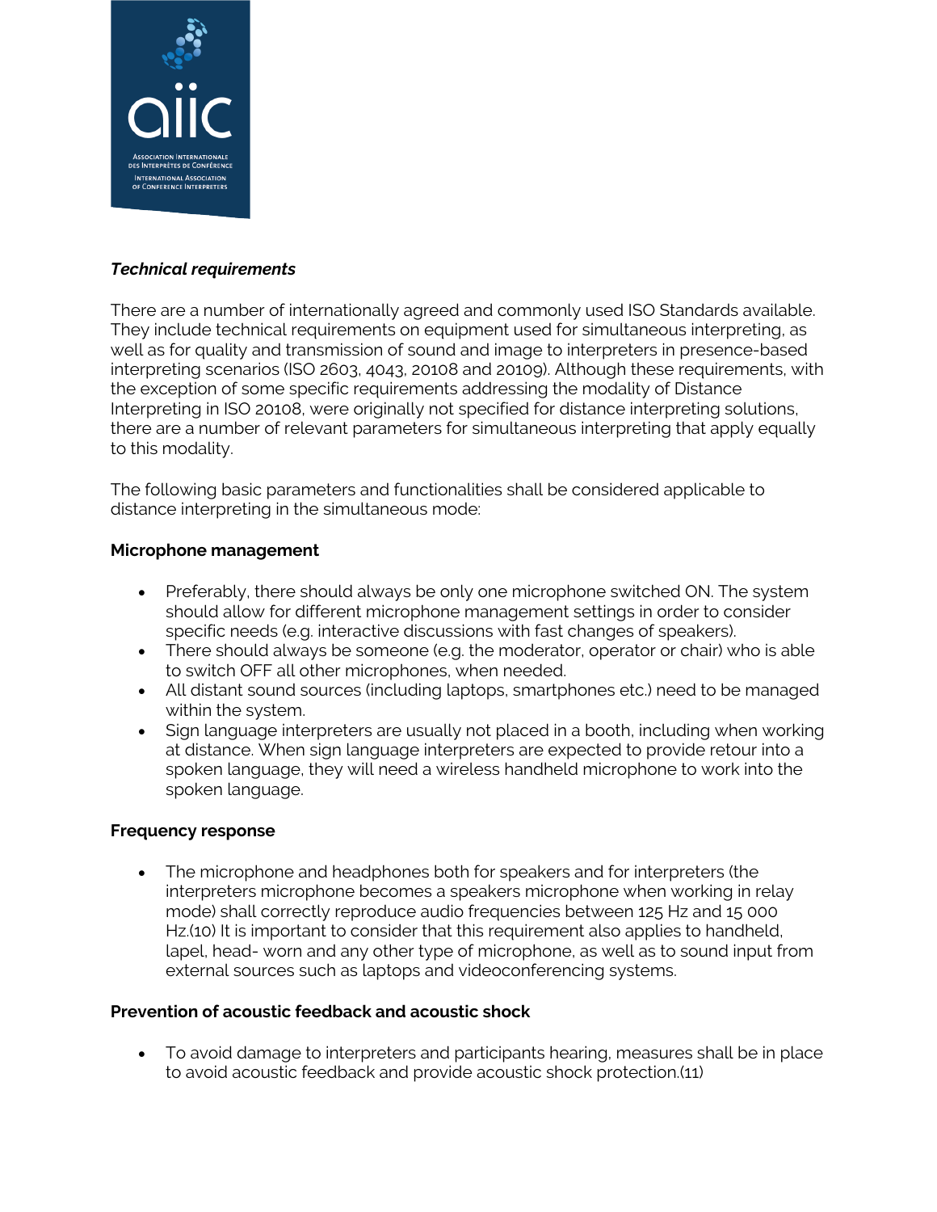***Technical requirements***

There are a number of internationally agreed and commonly used ISO Standards available. They include technical requirements on equipment used for simultaneous interpreting, as well as for quality and transmission of sound and image to interpreters in presence-based interpreting scenarios (ISO 2603, 4043, 20108 and 20109). Although these requirements, with the exception of some specific requirements addressing the modality of Distance Interpreting in ISO 20108, were originally not specified for distance interpreting solutions, there are a number of relevant parameters for simultaneous interpreting that apply equally to this modality.

The following basic parameters and functionalities shall be considered applicable to distance interpreting in the simultaneous mode:

**Microphone management**

- Preferably, there should always be only one microphone switched ON. The system should allow for different microphone management settings in order to consider specific needs (e.g. interactive discussions with fast changes of speakers).
- There should always be someone (e.g. the moderator, operator or chair) who is able to switch OFF all other microphones, when needed.
- All distant sound sources (including laptops, smartphones etc.) need to be managed within the system.
- Sign language interpreters are usually not placed in a booth, including when working at distance. When sign language interpreters are expected to provide retour into a spoken language, they will need a wireless handheld microphone to work into the spoken language.

**Frequency response**

- The microphone and headphones both for speakers and for interpreters (the interpreters microphone becomes a speakers microphone when working in relay mode) shall correctly reproduce audio frequencies between 125 Hz and 15 000 Hz.(10) It is important to consider that this requirement also applies to handheld, lapel, head- worn and any other type of microphone, as well as to sound input from external sources such as laptops and videoconferencing systems.

**Prevention of acoustic feedback and acoustic shock**

- To avoid damage to interpreters and participants hearing, measures shall be in place to avoid acoustic feedback and provide acoustic shock protection.(11)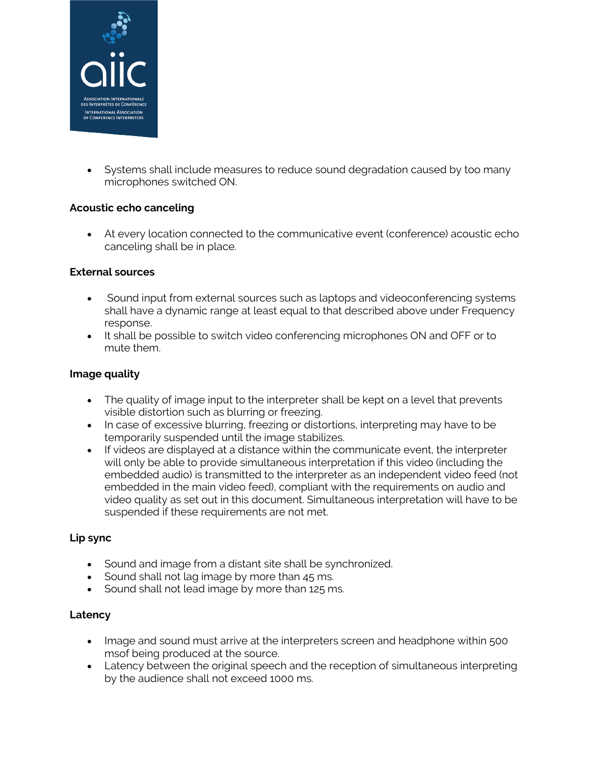- Systems shall include measures to reduce sound degradation caused by too many microphones switched ON.

**Acoustic echo canceling**

- At every location connected to the communicative event (conference) acoustic echo canceling shall be in place.

**External sources**

- Sound input from external sources such as laptops and videoconferencing systems shall have a dynamic range at least equal to that described above under Frequency response.
- It shall be possible to switch video conferencing microphones ON and OFF or to mute them.

**Image quality**

- The quality of image input to the interpreter shall be kept on a level that prevents visible distortion such as blurring or freezing.
- In case of excessive blurring, freezing or distortions, interpreting may have to be temporarily suspended until the image stabilizes.
- If videos are displayed at a distance within the communicate event, the interpreter will only be able to provide simultaneous interpretation if this video (including the embedded audio) is transmitted to the interpreter as an independent video feed (not embedded in the main video feed), compliant with the requirements on audio and video quality as set out in this document. Simultaneous interpretation will have to be suspended if these requirements are not met.

**Lip sync**

- Sound and image from a distant site shall be synchronized.
- Sound shall not lag image by more than 45 ms.
- Sound shall not lead image by more than 125 ms.

**Latency**

- Image and sound must arrive at the interpreters screen and headphone within 500 msof being produced at the source.
- Latency between the original speech and the reception of simultaneous interpreting by the audience shall not exceed 1000 ms.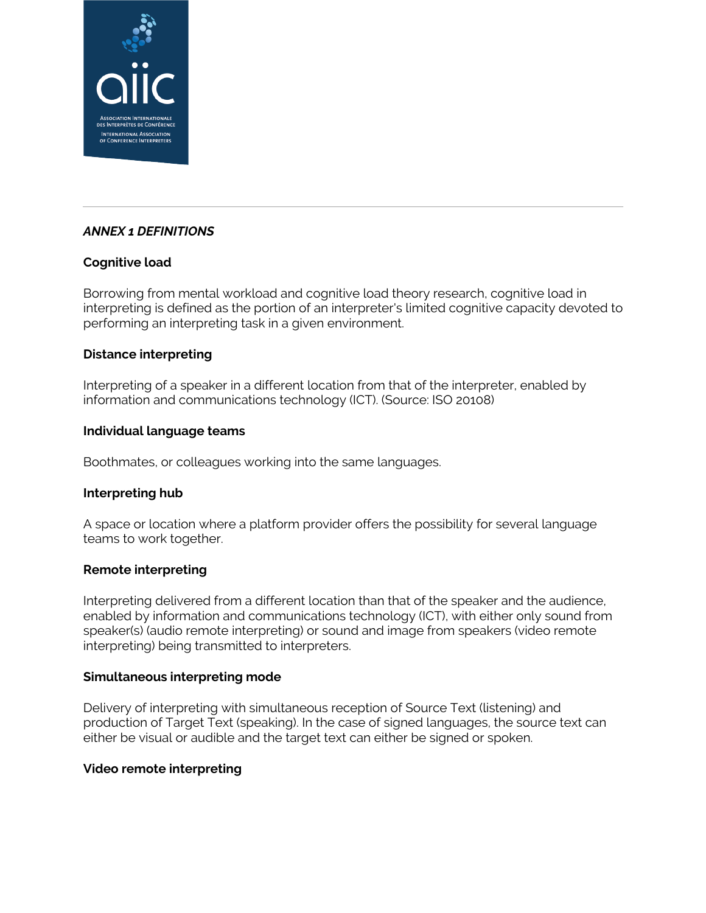***ANNEX 1 DEFINITIONS***

**Cognitive load**

Borrowing from mental workload and cognitive load theory research, cognitive load in interpreting is defined as the portion of an interpreter's limited cognitive capacity devoted to performing an interpreting task in a given environment.

**Distance interpreting**

Interpreting of a speaker in a different location from that of the interpreter, enabled by information and communications technology (ICT). (Source: ISO 20108)

**Individual language teams**

Boothmates, or colleagues working into the same languages.

**Interpreting hub**

A space or location where a platform provider offers the possibility for several language teams to work together.

**Remote interpreting**

Interpreting delivered from a different location than that of the speaker and the audience, enabled by information and communications technology (ICT), with either only sound from speaker(s) (audio remote interpreting) or sound and image from speakers (video remote interpreting) being transmitted to interpreters.

**Simultaneous interpreting mode**

Delivery of interpreting with simultaneous reception of Source Text (listening) and production of Target Text (speaking). In the case of signed languages, the source text can either be visual or audible and the target text can either be signed or spoken.

**Video remote interpreting**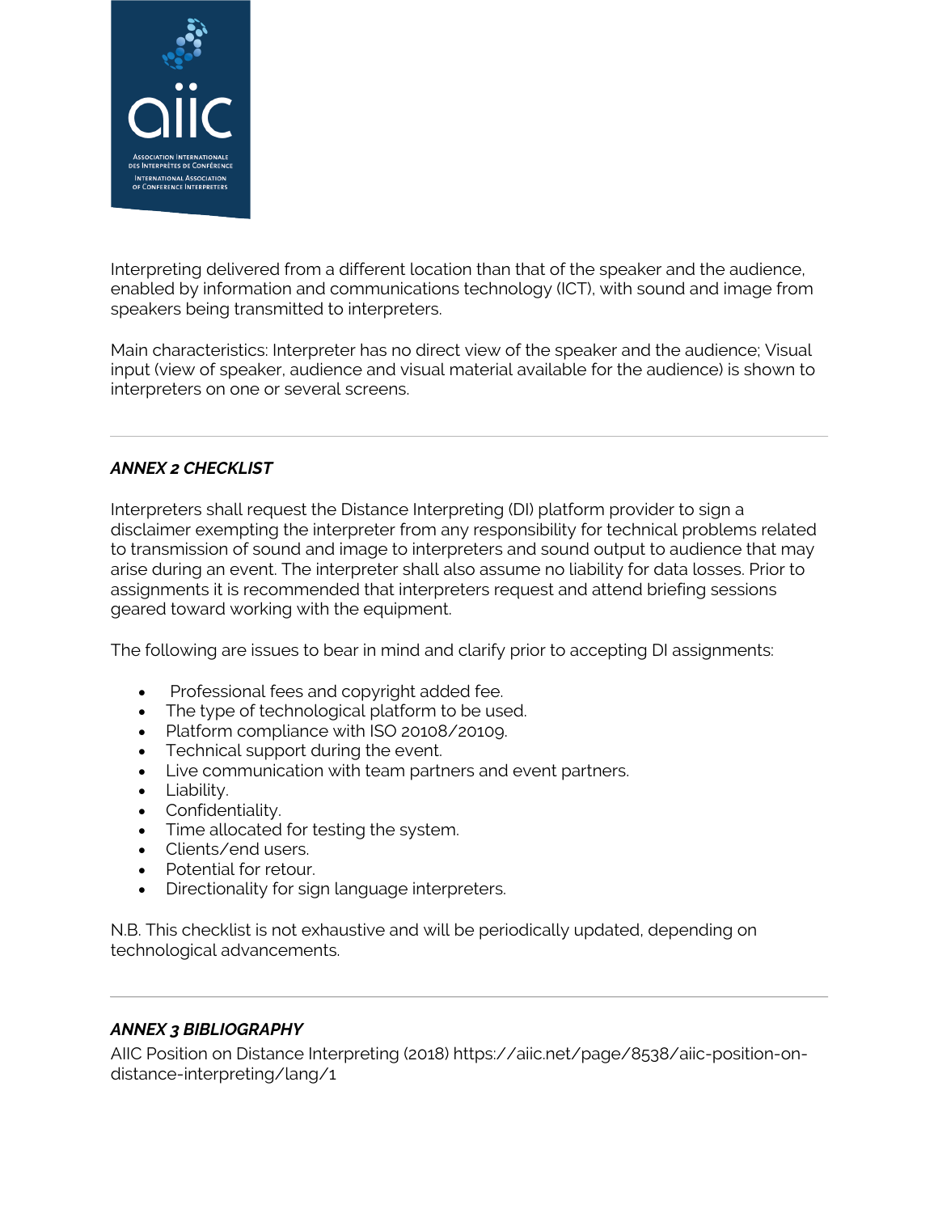Interpreting delivered from a different location than that of the speaker and the audience, enabled by information and communications technology (ICT), with sound and image from speakers being transmitted to interpreters.

Main characteristics: Interpreter has no direct view of the speaker and the audience; Visual input (view of speaker, audience and visual material available for the audience) is shown to interpreters on one or several screens.

---

### *ANNEX 2 CHECKLIST*

Interpreters shall request the Distance Interpreting (DI) platform provider to sign a disclaimer exempting the interpreter from any responsibility for technical problems related to transmission of sound and image to interpreters and sound output to audience that may arise during an event. The interpreter shall also assume no liability for data losses. Prior to assignments it is recommended that interpreters request and attend briefing sessions geared toward working with the equipment.

The following are issues to bear in mind and clarify prior to accepting DI assignments:

- Professional fees and copyright added fee.
- The type of technological platform to be used.
- Platform compliance with ISO 20108/20109.
- Technical support during the event.
- Live communication with team partners and event partners.
- Liability.
- Confidentiality.
- Time allocated for testing the system.
- Clients/end users.
- Potential for retour.
- Directionality for sign language interpreters.

N.B. This checklist is not exhaustive and will be periodically updated, depending on technological advancements.

---

### *ANNEX 3 BIBLIOGRAPHY*

AIIC Position on Distance Interpreting (2018) https://aiic.net/page/8538/aiic-position-on-distance-interpreting/lang/1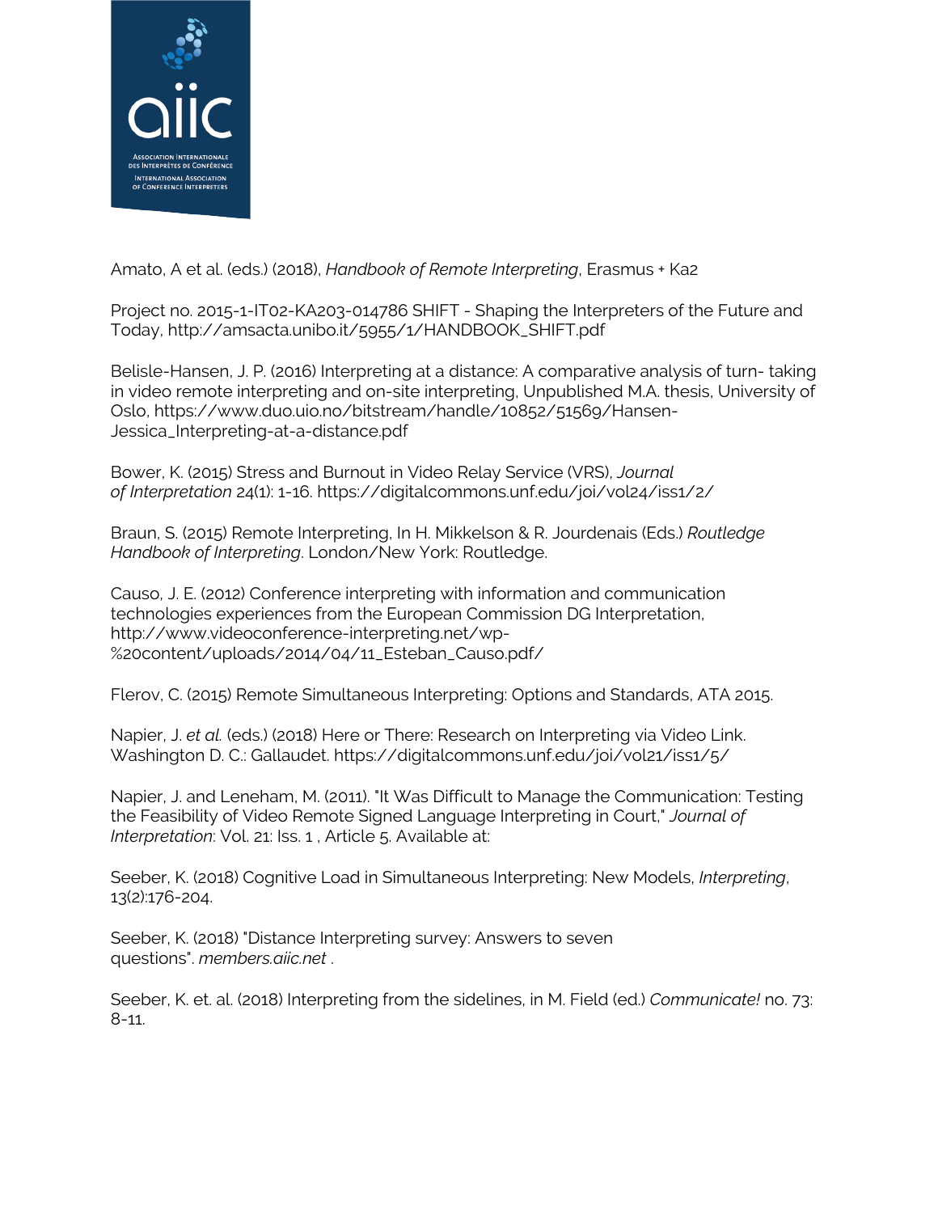Amato, A et al. (eds.) (2018), *Handbook of Remote Interpreting*, Erasmus + Ka2

Project no. 2015-1-IT02-KA203-014786 SHIFT - Shaping the Interpreters of the Future and Today, http://amsacta.unibo.it/5955/1/HANDBOOK_SHIFT.pdf

Belisle-Hansen, J. P. (2016) Interpreting at a distance: A comparative analysis of turn- taking in video remote interpreting and on-site interpreting, Unpublished M.A. thesis, University of Oslo, https://www.duo.uio.no/bitstream/handle/10852/51569/Hansen-Jessica_Interpreting-at-a-distance.pdf

Bower, K. (2015) Stress and Burnout in Video Relay Service (VRS), *Journal of Interpretation* 24(1): 1-16. https://digitalcommons.unf.edu/joi/vol24/iss1/2/

Braun, S. (2015) Remote Interpreting, In H. Mikkelson & R. Jourdenais (Eds.) *Routledge Handbook of Interpreting*. London/New York: Routledge.

Causo, J. E. (2012) Conference interpreting with information and communication technologies experiences from the European Commission DG Interpretation, http://www.videoconference-interpreting.net/wp-%20content/uploads/2014/04/11_Esteban_Causo.pdf/

Flerov, C. (2015) Remote Simultaneous Interpreting: Options and Standards, ATA 2015.

Napier, J. *et al.* (eds.) (2018) Here or There: Research on Interpreting via Video Link. Washington D. C.: Gallaudet. https://digitalcommons.unf.edu/joi/vol21/iss1/5/

Napier, J. and Leneham, M. (2011). "It Was Difficult to Manage the Communication: Testing the Feasibility of Video Remote Signed Language Interpreting in Court," *Journal of Interpretation*: Vol. 21: Iss. 1 , Article 5. Available at:

Seeber, K. (2018) Cognitive Load in Simultaneous Interpreting: New Models, *Interpreting*, 13(2):176-204.

Seeber, K. (2018) "Distance Interpreting survey: Answers to seven questions". *members.aiic.net* .

Seeber, K. et. al. (2018) Interpreting from the sidelines, in M. Field (ed.) *Communicate!* no. 73: 8-11.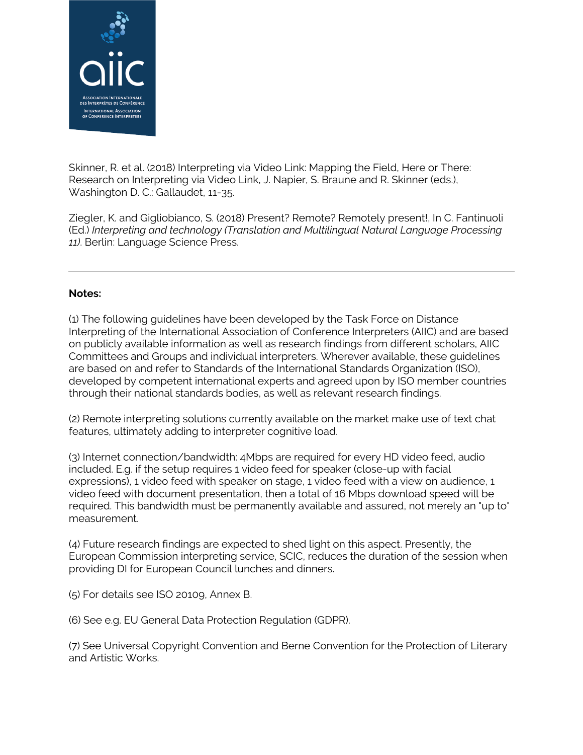Skinner, R. et al. (2018) Interpreting via Video Link: Mapping the Field, Here or There: Research on Interpreting via Video Link, J. Napier, S. Braune and R. Skinner (eds.), Washington D. C.: Gallaudet, 11-35.

Ziegler, K. and Gigliobianco, S. (2018) Present? Remote? Remotely present!, In C. Fantinuoli (Ed.) *Interpreting and technology (Translation and Multilingual Natural Language Processing 11).* Berlin: Language Science Press.

---

**Notes:**

(1) The following guidelines have been developed by the Task Force on Distance Interpreting of the International Association of Conference Interpreters (AIIC) and are based on publicly available information as well as research findings from different scholars, AIIC Committees and Groups and individual interpreters. Wherever available, these guidelines are based on and refer to Standards of the International Standards Organization (ISO), developed by competent international experts and agreed upon by ISO member countries through their national standards bodies, as well as relevant research findings.

(2) Remote interpreting solutions currently available on the market make use of text chat features, ultimately adding to interpreter cognitive load.

(3) Internet connection/bandwidth: 4Mbps are required for every HD video feed, audio included. E.g. if the setup requires 1 video feed for speaker (close-up with facial expressions), 1 video feed with speaker on stage, 1 video feed with a view on audience, 1 video feed with document presentation, then a total of 16 Mbps download speed will be required. This bandwidth must be permanently available and assured, not merely an "up to" measurement.

(4) Future research findings are expected to shed light on this aspect. Presently, the European Commission interpreting service, SCIC, reduces the duration of the session when providing DI for European Council lunches and dinners.

(5) For details see ISO 20109, Annex B.

(6) See e.g. EU General Data Protection Regulation (GDPR).

(7) See Universal Copyright Convention and Berne Convention for the Protection of Literary and Artistic Works.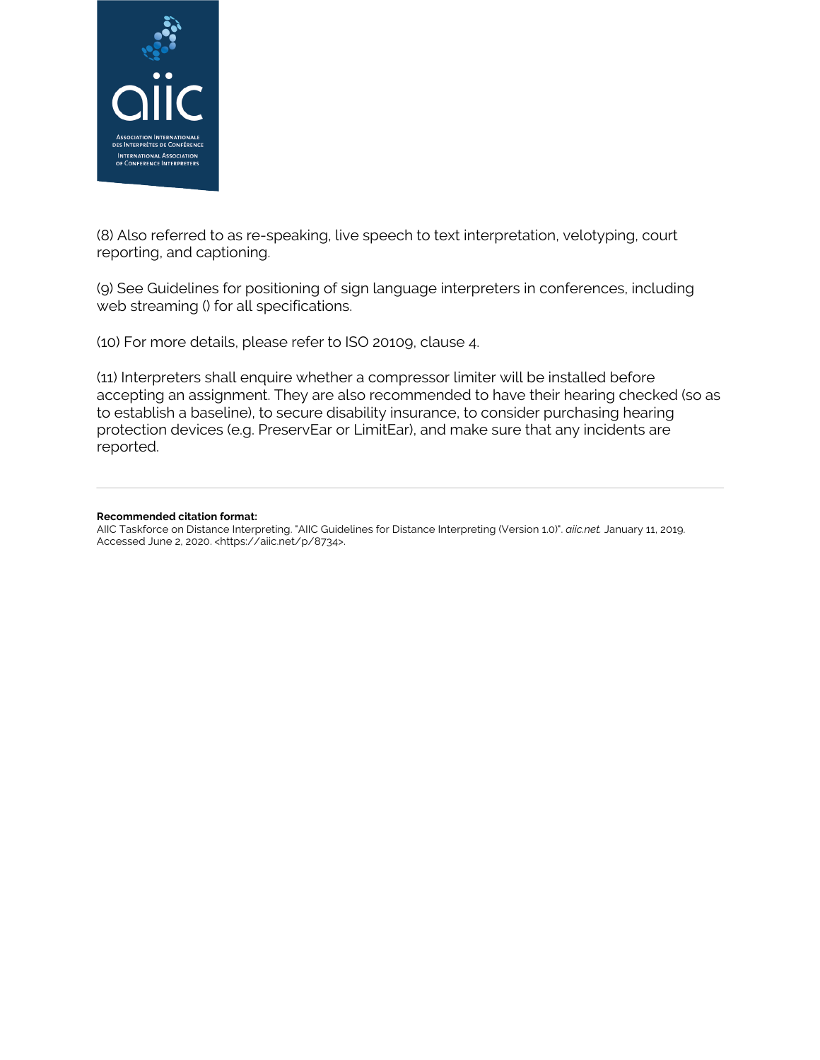(8) Also referred to as re-speaking, live speech to text interpretation, velotyping, court reporting, and captioning.

(9) See Guidelines for positioning of sign language interpreters in conferences, including web streaming () for all specifications.

(10) For more details, please refer to ISO 20109, clause 4.

(11) Interpreters shall enquire whether a compressor limiter will be installed before accepting an assignment. They are also recommended to have their hearing checked (so as to establish a baseline), to secure disability insurance, to consider purchasing hearing protection devices (e.g. PreservEar or LimitEar), and make sure that any incidents are reported.

---

**Recommended citation format:**
AIIC Taskforce on Distance Interpreting. "AIIC Guidelines for Distance Interpreting (Version 1.0)". *aiic.net*. January 11, 2019. Accessed June 2, 2020. <https://aiic.net/p/8734>.